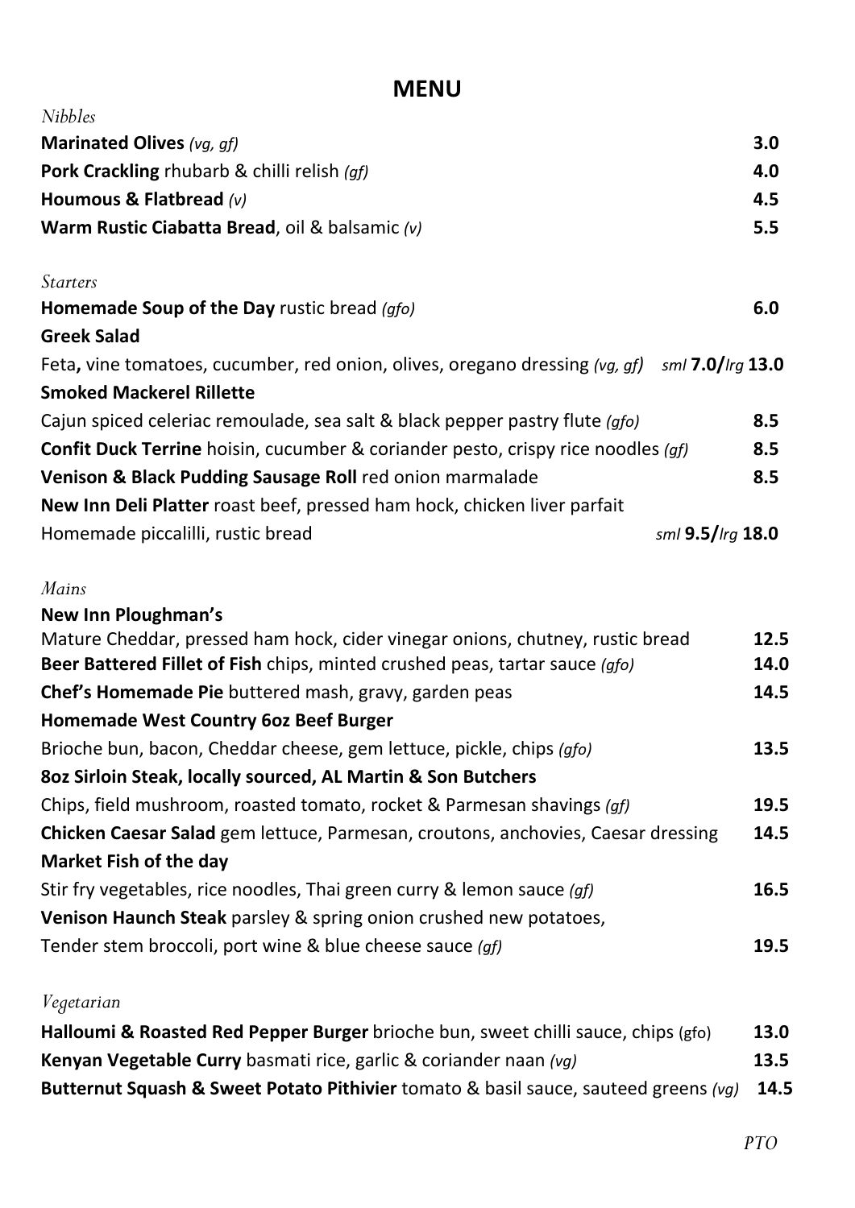# MENU

*Nibbles*

**Marinated Olives** *(vg, gf)* **3.0**

**Pork Crackling** rhubarb & chilli relish *(gf)* **4.0**

**Houmous & Flatbread** *(v)* **4.5**

**Warm Rustic Ciabatta Bread**, oil & balsamic *(v)* **5.5**

*Starters*

**Homemade Soup of the Day** rustic bread *(gfo)* **6.0**

**Greek Salad**
Feta**,** vine tomatoes, cucumber, red onion, olives, oregano dressing *(vg, gf)* *sml* **7.0/***lrg* **13.0**

**Smoked Mackerel Rillette**
Cajun spiced celeriac remoulade, sea salt & black pepper pastry flute *(gfo)* **8.5**

**Confit Duck Terrine** hoisin, cucumber & coriander pesto, crispy rice noodles *(gf)* **8.5**

**Venison & Black Pudding Sausage Roll** red onion marmalade **8.5**

**New Inn Deli Platter** roast beef, pressed ham hock, chicken liver parfait
Homemade piccalilli, rustic bread *sml* **9.5/***lrg* **18.0**

*Mains*

**New Inn Ploughman's**
Mature Cheddar, pressed ham hock, cider vinegar onions, chutney, rustic bread **12.5**

**Beer Battered Fillet of Fish** chips, minted crushed peas, tartar sauce *(gfo)* **14.0**

**Chef's Homemade Pie** buttered mash, gravy, garden peas **14.5**

**Homemade West Country 6oz Beef Burger**
Brioche bun, bacon, Cheddar cheese, gem lettuce, pickle, chips *(gfo)* **13.5**

**8oz Sirloin Steak, locally sourced, AL Martin & Son Butchers**
Chips, field mushroom, roasted tomato, rocket & Parmesan shavings *(gf)* **19.5**

**Chicken Caesar Salad** gem lettuce, Parmesan, croutons, anchovies, Caesar dressing **14.5**

**Market Fish of the day**
Stir fry vegetables, rice noodles, Thai green curry & lemon sauce *(gf)* **16.5**

**Venison Haunch Steak** parsley & spring onion crushed new potatoes,
Tender stem broccoli, port wine & blue cheese sauce *(gf)* **19.5**

*Vegetarian*

**Halloumi & Roasted Red Pepper Burger** brioche bun, sweet chilli sauce, chips (gfo) **13.0**

**Kenyan Vegetable Curry** basmati rice, garlic & coriander naan *(vg)* **13.5**

**Butternut Squash & Sweet Potato Pithivier** tomato & basil sauce, sauteed greens *(vg)* **14.5**

*PTO*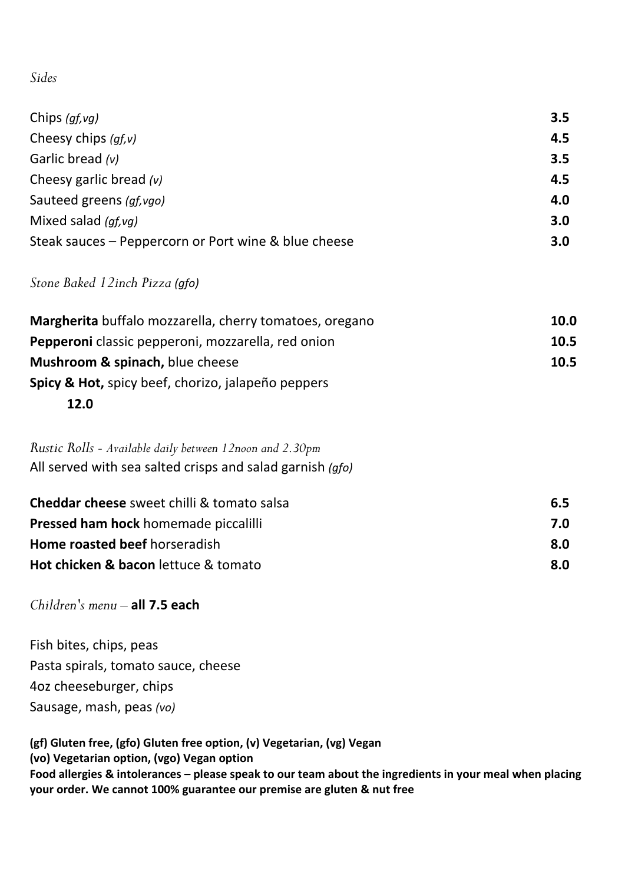## *Sides*

| | |
|---|---|
| Chips *(gf,vg)* | **3.5** |
| Cheesy chips *(gf,v)* | **4.5** |
| Garlic bread *(v)* | **3.5** |
| Cheesy garlic bread *(v)* | **4.5** |
| Sauteed greens *(gf,vgo)* | **4.0** |
| Mixed salad *(gf,vg)* | **3.0** |
| Steak sauces – Peppercorn or Port wine & blue cheese | **3.0** |

## *Stone Baked 12inch Pizza* *(gfo)*

| | |
|---|---|
| **Margherita** buffalo mozzarella, cherry tomatoes, oregano | **10.0** |
| **Pepperoni** classic pepperoni, mozzarella, red onion | **10.5** |
| **Mushroom & spinach,** blue cheese | **10.5** |
| **Spicy & Hot,** spicy beef, chorizo, jalapeño peppers | **12.0** |

## *Rustic Rolls* - *Available daily between 12noon and 2.30pm*

All served with sea salted crisps and salad garnish *(gfo)*

| | |
|---|---|
| **Cheddar cheese** sweet chilli & tomato salsa | **6.5** |
| **Pressed ham hock** homemade piccalilli | **7.0** |
| **Home roasted beef** horseradish | **8.0** |
| **Hot chicken & bacon** lettuce & tomato | **8.0** |

## *Children's menu* – **all 7.5 each**

Fish bites, chips, peas

Pasta spirals, tomato sauce, cheese

4oz cheeseburger, chips

Sausage, mash, peas *(vo)*

**(gf) Gluten free, (gfo) Gluten free option, (v) Vegetarian, (vg) Vegan**
**(vo) Vegetarian option, (vgo) Vegan option**
**Food allergies & intolerances – please speak to our team about the ingredients in your meal when placing your order. We cannot 100% guarantee our premise are gluten & nut free**